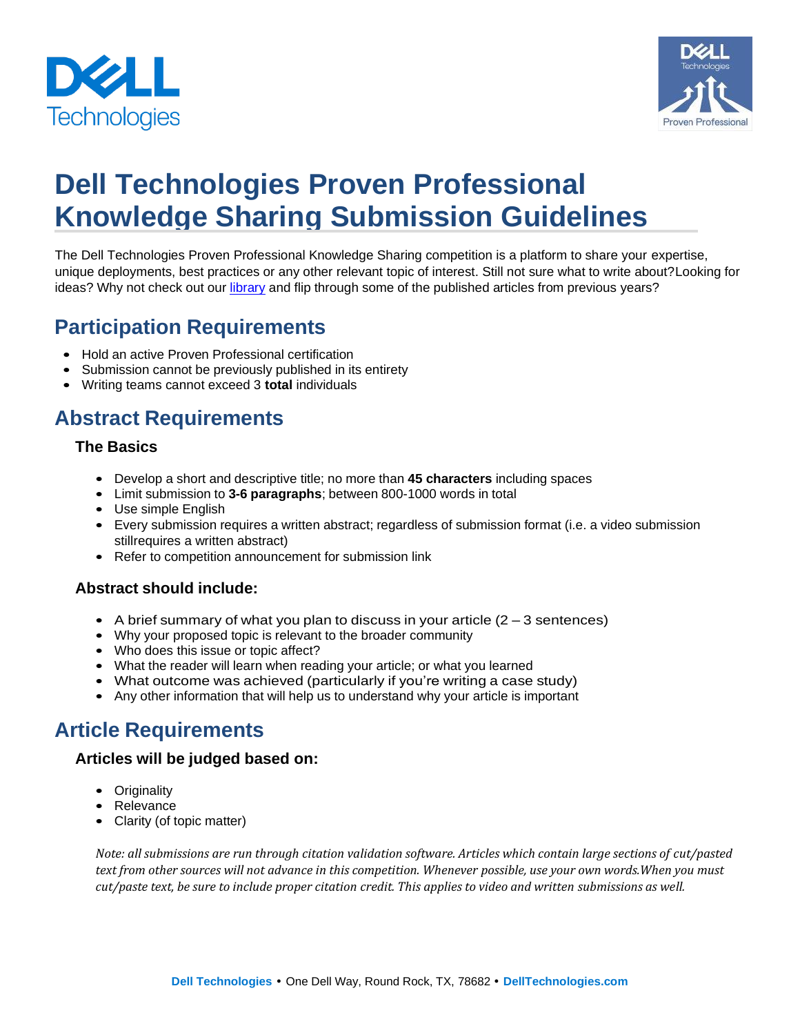# Dell Technologies Proven Professional Knowledge Sharing Submission Guidelines

The Dell Technologies Proven Professional Knowledge Sharing competition is a platform to share your expertise, unique deployments, best practices or any other relevant topic of interest. Still not sure what to write about?Looking for ideas? Why not check out our library and flip through some of the published articles from previous years?

## Participation Requirements

- Hold an active Proven Professional certification
- Submission cannot be previously published in its entirety
- Writing teams cannot exceed 3 **total** individuals

## Abstract Requirements

### The Basics

- Develop a short and descriptive title; no more than **45 characters** including spaces
- Limit submission to **3-6 paragraphs**; between 800-1000 words in total
- Use simple English
- Every submission requires a written abstract; regardless of submission format (i.e. a video submission stillrequires a written abstract)
- Refer to competition announcement for submission link

### Abstract should include:

- A brief summary of what you plan to discuss in your article (2 – 3 sentences)
- Why your proposed topic is relevant to the broader community
- Who does this issue or topic affect?
- What the reader will learn when reading your article; or what you learned
- What outcome was achieved (particularly if you're writing a case study)
- Any other information that will help us to understand why your article is important

## Article Requirements

### Articles will be judged based on:

- Originality
- Relevance
- Clarity (of topic matter)

*Note: all submissions are run through citation validation software. Articles which contain large sections of cut/pasted text from other sources will not advance in this competition. Whenever possible, use your own words.When you must cut/paste text, be sure to include proper citation credit. This applies to video and written submissions as well.*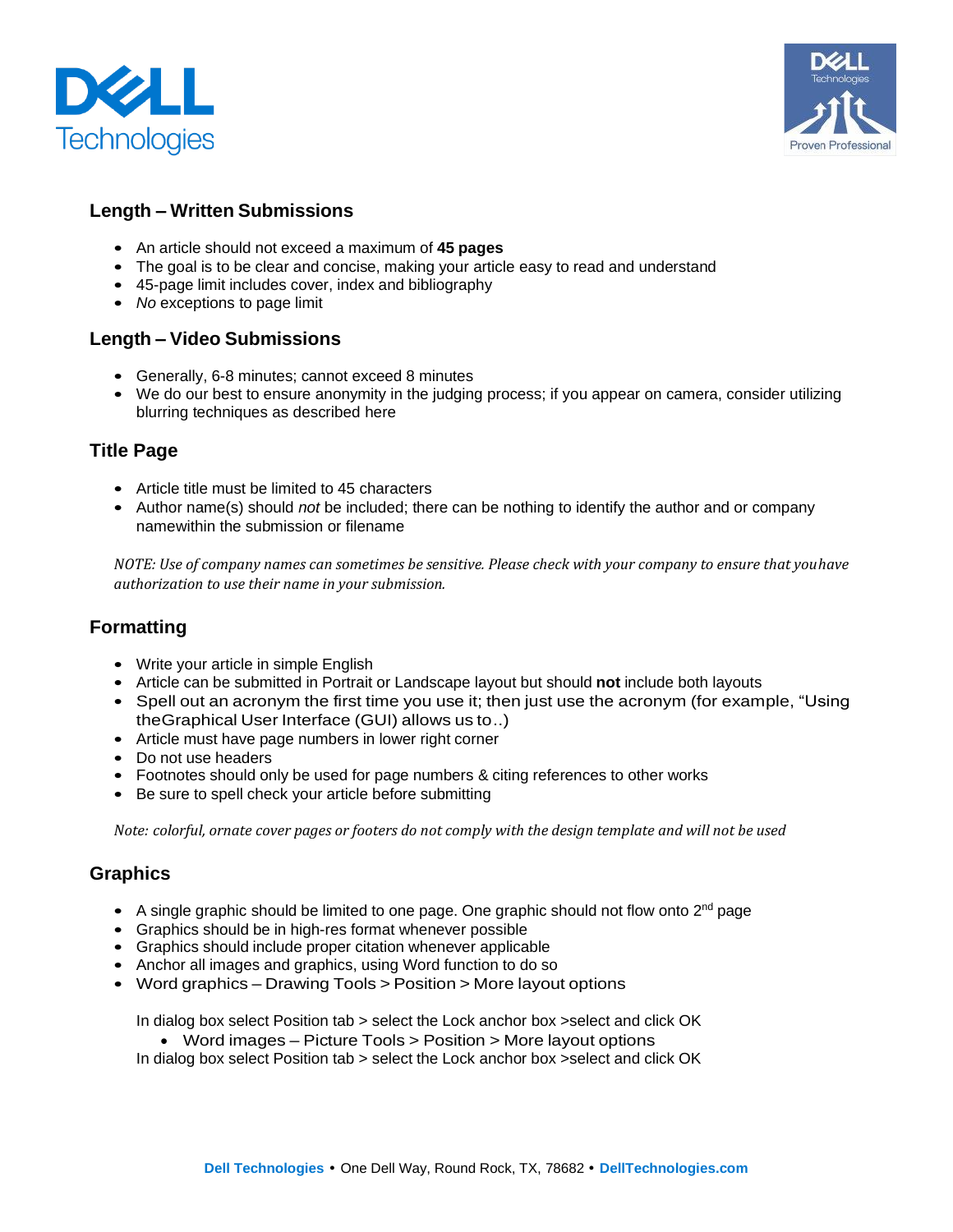## Length – Written Submissions

- An article should not exceed a maximum of **45 pages**
- The goal is to be clear and concise, making your article easy to read and understand
- 45-page limit includes cover, index and bibliography
- *No* exceptions to page limit

## Length – Video Submissions

- Generally, 6-8 minutes; cannot exceed 8 minutes
- We do our best to ensure anonymity in the judging process; if you appear on camera, consider utilizing blurring techniques as described here

## Title Page

- Article title must be limited to 45 characters
- Author name(s) should *not* be included; there can be nothing to identify the author and or company namewithin the submission or filename

*NOTE: Use of company names can sometimes be sensitive. Please check with your company to ensure that youhave authorization to use their name in your submission.*

## Formatting

- Write your article in simple English
- Article can be submitted in Portrait or Landscape layout but should **not** include both layouts
- Spell out an acronym the first time you use it; then just use the acronym (for example, "Using theGraphical User Interface (GUI) allows us to..)
- Article must have page numbers in lower right corner
- Do not use headers
- Footnotes should only be used for page numbers & citing references to other works
- Be sure to spell check your article before submitting

*Note: colorful, ornate cover pages or footers do not comply with the design template and will not be used*

## Graphics

- A single graphic should be limited to one page. One graphic should not flow onto 2nd page
- Graphics should be in high-res format whenever possible
- Graphics should include proper citation whenever applicable
- Anchor all images and graphics, using Word function to do so
- Word graphics – Drawing Tools > Position > More layout options

  In dialog box select Position tab > select the Lock anchor box >select and click OK
  - Word images – Picture Tools > Position > More layout options

  In dialog box select Position tab > select the Lock anchor box >select and click OK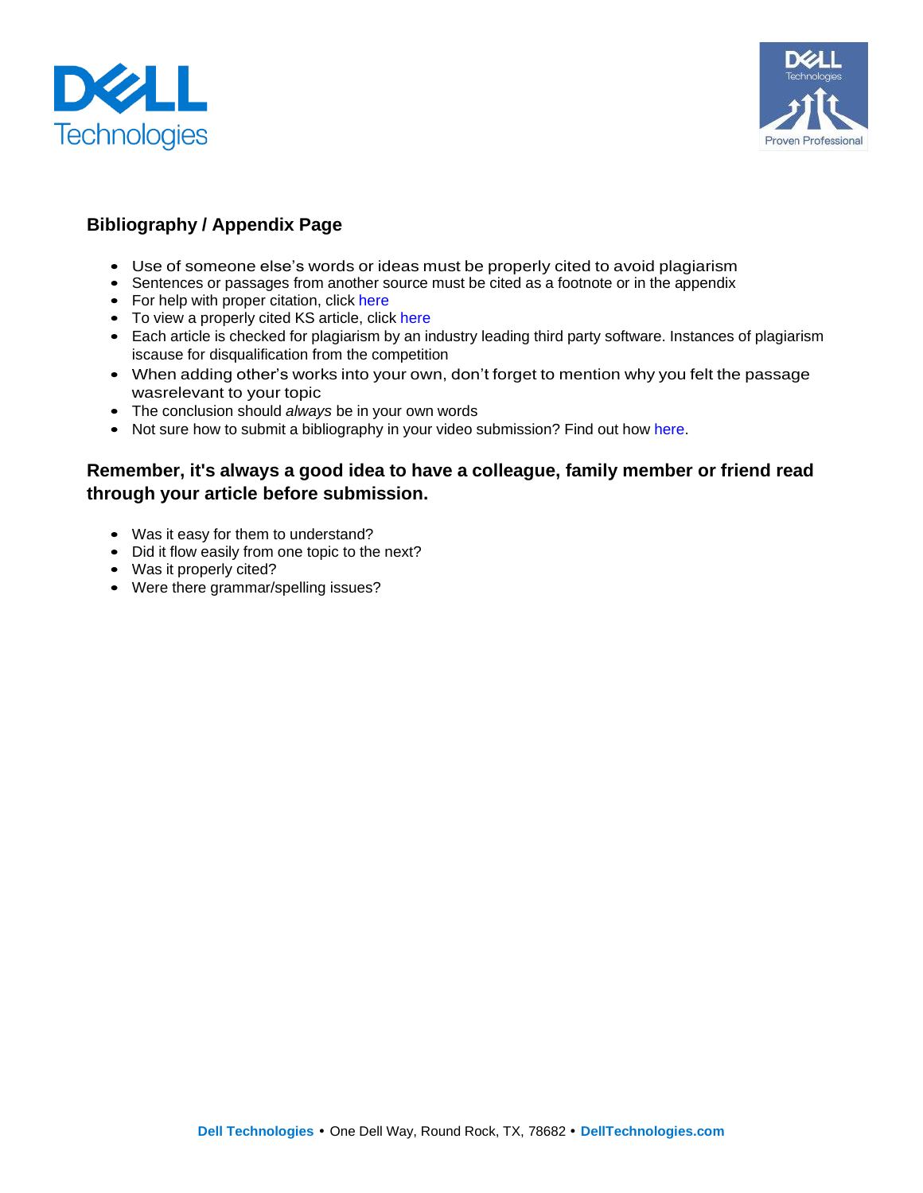## Bibliography / Appendix Page

- Use of someone else's words or ideas must be properly cited to avoid plagiarism
- Sentences or passages from another source must be cited as a footnote or in the appendix
- For help with proper citation, click here
- To view a properly cited KS article, click here
- Each article is checked for plagiarism by an industry leading third party software. Instances of plagiarism iscause for disqualification from the competition
- When adding other's works into your own, don't forget to mention why you felt the passage wasrelevant to your topic
- The conclusion should *always* be in your own words
- Not sure how to submit a bibliography in your video submission? Find out how here.

### Remember, it's always a good idea to have a colleague, family member or friend read through your article before submission.

- Was it easy for them to understand?
- Did it flow easily from one topic to the next?
- Was it properly cited?
- Were there grammar/spelling issues?